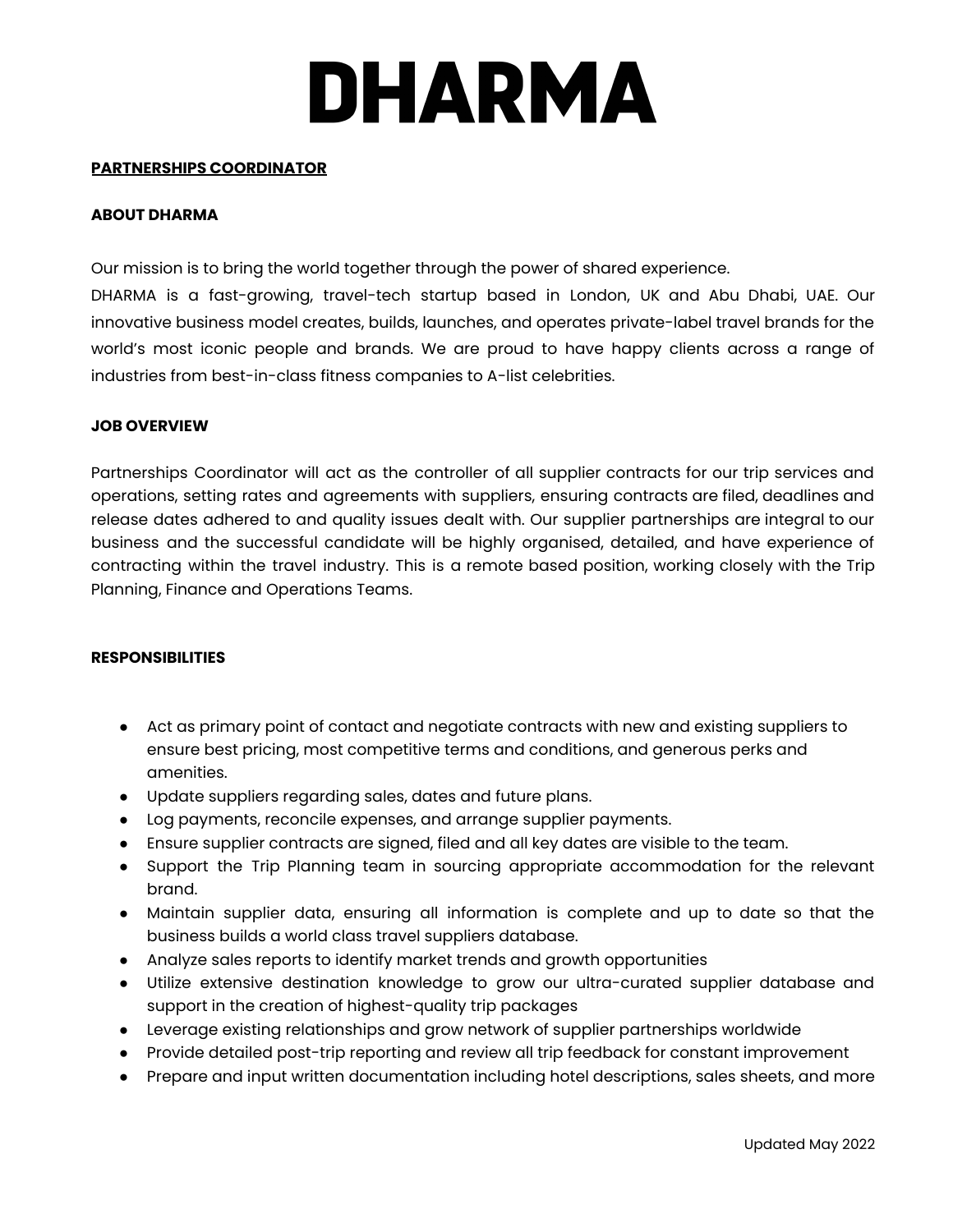# DHARMA

**PARTNERSHIPS COORDINATOR**

**ABOUT DHARMA**

Our mission is to bring the world together through the power of shared experience.
DHARMA is a fast-growing, travel-tech startup based in London, UK and Abu Dhabi, UAE. Our innovative business model creates, builds, launches, and operates private-label travel brands for the world's most iconic people and brands. We are proud to have happy clients across a range of industries from best-in-class fitness companies to A-list celebrities.

**JOB OVERVIEW**

Partnerships Coordinator will act as the controller of all supplier contracts for our trip services and operations, setting rates and agreements with suppliers, ensuring contracts are filed, deadlines and release dates adhered to and quality issues dealt with. Our supplier partnerships are integral to our business and the successful candidate will be highly organised, detailed, and have experience of contracting within the travel industry. This is a remote based position, working closely with the Trip Planning, Finance and Operations Teams.

**RESPONSIBILITIES**

- Act as primary point of contact and negotiate contracts with new and existing suppliers to ensure best pricing, most competitive terms and conditions, and generous perks and amenities.
- Update suppliers regarding sales, dates and future plans.
- Log payments, reconcile expenses, and arrange supplier payments.
- Ensure supplier contracts are signed, filed and all key dates are visible to the team.
- Support the Trip Planning team in sourcing appropriate accommodation for the relevant brand.
- Maintain supplier data, ensuring all information is complete and up to date so that the business builds a world class travel suppliers database.
- Analyze sales reports to identify market trends and growth opportunities
- Utilize extensive destination knowledge to grow our ultra-curated supplier database and support in the creation of highest-quality trip packages
- Leverage existing relationships and grow network of supplier partnerships worldwide
- Provide detailed post-trip reporting and review all trip feedback for constant improvement
- Prepare and input written documentation including hotel descriptions, sales sheets, and more

Updated May 2022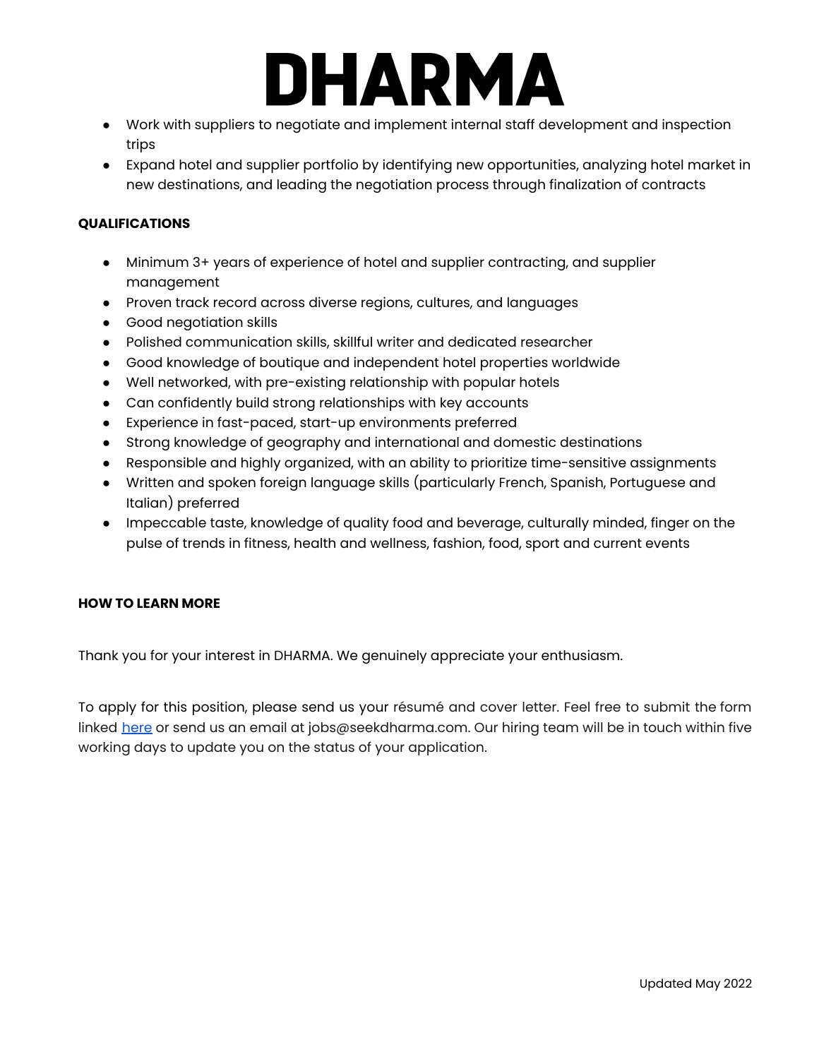- Work with suppliers to negotiate and implement internal staff development and inspection trips
- Expand hotel and supplier portfolio by identifying new opportunities, analyzing hotel market in new destinations, and leading the negotiation process through finalization of contracts

**QUALIFICATIONS**

- Minimum 3+ years of experience of hotel and supplier contracting, and supplier management
- Proven track record across diverse regions, cultures, and languages
- Good negotiation skills
- Polished communication skills, skillful writer and dedicated researcher
- Good knowledge of boutique and independent hotel properties worldwide
- Well networked, with pre-existing relationship with popular hotels
- Can confidently build strong relationships with key accounts
- Experience in fast-paced, start-up environments preferred
- Strong knowledge of geography and international and domestic destinations
- Responsible and highly organized, with an ability to prioritize time-sensitive assignments
- Written and spoken foreign language skills (particularly French, Spanish, Portuguese and Italian) preferred
- Impeccable taste, knowledge of quality food and beverage, culturally minded, finger on the pulse of trends in fitness, health and wellness, fashion, food, sport and current events

**HOW TO LEARN MORE**

Thank you for your interest in DHARMA. We genuinely appreciate your enthusiasm.

To apply for this position, please send us your résumé and cover letter. Feel free to submit the form linked here or send us an email at jobs@seekdharma.com. Our hiring team will be in touch within five working days to update you on the status of your application.

Updated May 2022